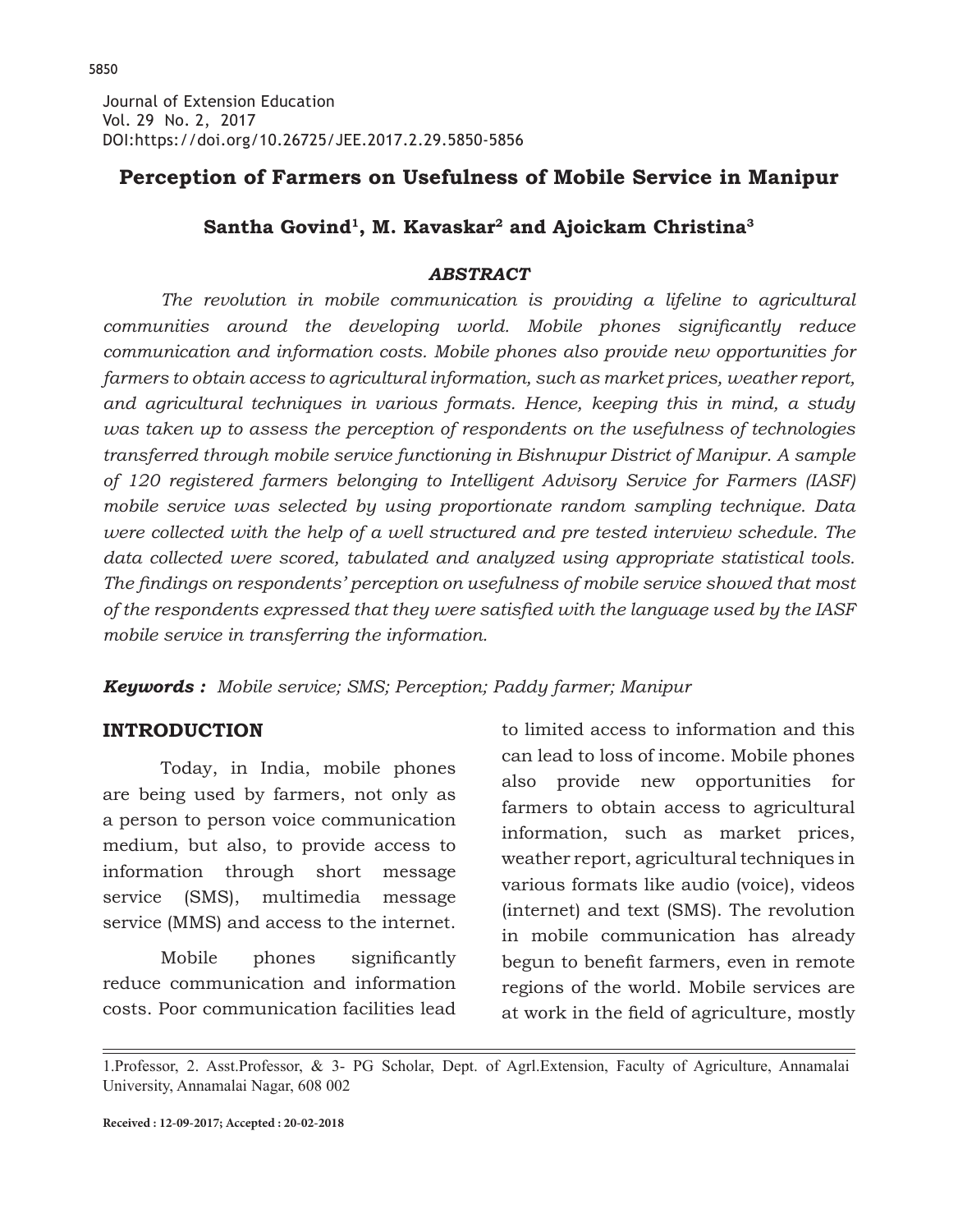# Perception of Farmers on Usefulness of Mobile Service in Manipur

**Santha Govind[1], M. Kavaskar[2] and Ajoickam Christina[3]**

***ABSTRACT***

*The revolution in mobile communication is providing a lifeline to agricultural communities around the developing world. Mobile phones significantly reduce communication and information costs. Mobile phones also provide new opportunities for farmers to obtain access to agricultural information, such as market prices, weather report, and agricultural techniques in various formats. Hence, keeping this in mind, a study was taken up to assess the perception of respondents on the usefulness of technologies transferred through mobile service functioning in Bishnupur District of Manipur. A sample of 120 registered farmers belonging to Intelligent Advisory Service for Farmers (IASF) mobile service was selected by using proportionate random sampling technique. Data were collected with the help of a well structured and pre tested interview schedule. The data collected were scored, tabulated and analyzed using appropriate statistical tools. The findings on respondents' perception on usefulness of mobile service showed that most of the respondents expressed that they were satisfied with the language used by the IASF mobile service in transferring the information.*

***Keywords :*** *Mobile service; SMS; Perception; Paddy farmer; Manipur*

## INTRODUCTION

Today, in India, mobile phones are being used by farmers, not only as a person to person voice communication medium, but also, to provide access to information through short message service (SMS), multimedia message service (MMS) and access to the internet.

Mobile phones significantly reduce communication and information costs. Poor communication facilities lead to limited access to information and this can lead to loss of income. Mobile phones also provide new opportunities for farmers to obtain access to agricultural information, such as market prices, weather report, agricultural techniques in various formats like audio (voice), videos (internet) and text (SMS). The revolution in mobile communication has already begun to benefit farmers, even in remote regions of the world. Mobile services are at work in the field of agriculture, mostly

---

1.Professor, 2. Asst.Professor, & 3- PG Scholar, Dept. of Agrl.Extension, Faculty of Agriculture, Annamalai University, Annamalai Nagar, 608 002

**Received : 12-09-2017; Accepted : 20-02-2018**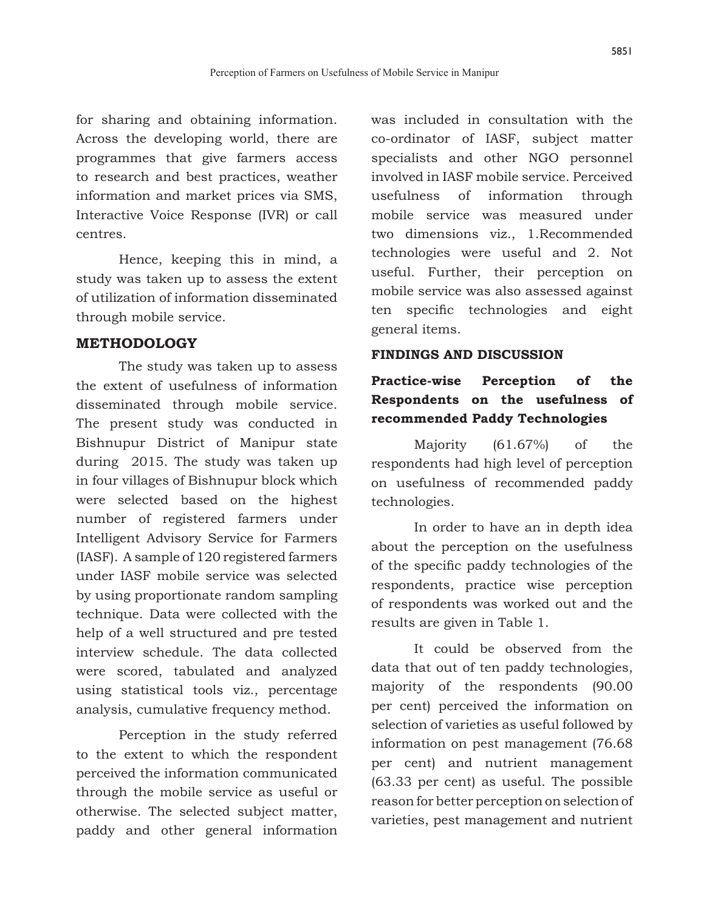for sharing and obtaining information. Across the developing world, there are programmes that give farmers access to research and best practices, weather information and market prices via SMS, Interactive Voice Response (IVR) or call centres.

Hence, keeping this in mind, a study was taken up to assess the extent of utilization of information disseminated through mobile service.

## METHODOLOGY

The study was taken up to assess the extent of usefulness of information disseminated through mobile service. The present study was conducted in Bishnupur District of Manipur state during 2015. The study was taken up in four villages of Bishnupur block which were selected based on the highest number of registered farmers under Intelligent Advisory Service for Farmers (IASF). A sample of 120 registered farmers under IASF mobile service was selected by using proportionate random sampling technique. Data were collected with the help of a well structured and pre tested interview schedule. The data collected were scored, tabulated and analyzed using statistical tools viz., percentage analysis, cumulative frequency method.

Perception in the study referred to the extent to which the respondent perceived the information communicated through the mobile service as useful or otherwise. The selected subject matter, paddy and other general information was included in consultation with the co-ordinator of IASF, subject matter specialists and other NGO personnel involved in IASF mobile service. Perceived usefulness of information through mobile service was measured under two dimensions viz., 1.Recommended technologies were useful and 2. Not useful. Further, their perception on mobile service was also assessed against ten specific technologies and eight general items.

## FINDINGS AND DISCUSSION

### Practice-wise Perception of the Respondents on the usefulness of recommended Paddy Technologies

Majority (61.67%) of the respondents had high level of perception on usefulness of recommended paddy technologies.

In order to have an in depth idea about the perception on the usefulness of the specific paddy technologies of the respondents, practice wise perception of respondents was worked out and the results are given in Table 1.

It could be observed from the data that out of ten paddy technologies, majority of the respondents (90.00 per cent) perceived the information on selection of varieties as useful followed by information on pest management (76.68 per cent) and nutrient management (63.33 per cent) as useful. The possible reason for better perception on selection of varieties, pest management and nutrient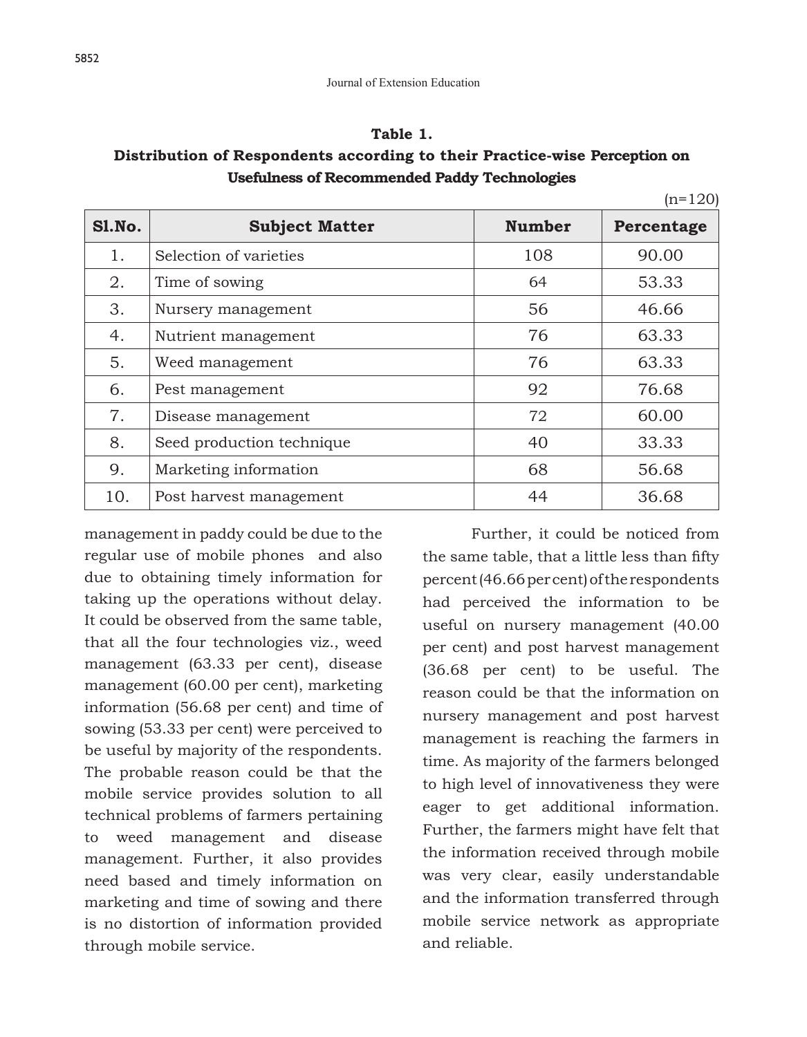**Table 1.**
**Distribution of Respondents according to their Practice-wise Perception on Usefulness of Recommended Paddy Technologies**

(n=120)

| Sl.No. | Subject Matter | Number | Percentage |
|---|---|---|---|
| 1. | Selection of varieties | 108 | 90.00 |
| 2. | Time of sowing | 64 | 53.33 |
| 3. | Nursery management | 56 | 46.66 |
| 4. | Nutrient management | 76 | 63.33 |
| 5. | Weed management | 76 | 63.33 |
| 6. | Pest management | 92 | 76.68 |
| 7. | Disease management | 72 | 60.00 |
| 8. | Seed production technique | 40 | 33.33 |
| 9. | Marketing information | 68 | 56.68 |
| 10. | Post harvest management | 44 | 36.68 |

management in paddy could be due to the regular use of mobile phones and also due to obtaining timely information for taking up the operations without delay. It could be observed from the same table, that all the four technologies viz., weed management (63.33 per cent), disease management (60.00 per cent), marketing information (56.68 per cent) and time of sowing (53.33 per cent) were perceived to be useful by majority of the respondents. The probable reason could be that the mobile service provides solution to all technical problems of farmers pertaining to weed management and disease management. Further, it also provides need based and timely information on marketing and time of sowing and there is no distortion of information provided through mobile service.

Further, it could be noticed from the same table, that a little less than fifty percent (46.66 per cent) of the respondents had perceived the information to be useful on nursery management (40.00 per cent) and post harvest management (36.68 per cent) to be useful. The reason could be that the information on nursery management and post harvest management is reaching the farmers in time. As majority of the farmers belonged to high level of innovativeness they were eager to get additional information. Further, the farmers might have felt that the information received through mobile was very clear, easily understandable and the information transferred through mobile service network as appropriate and reliable.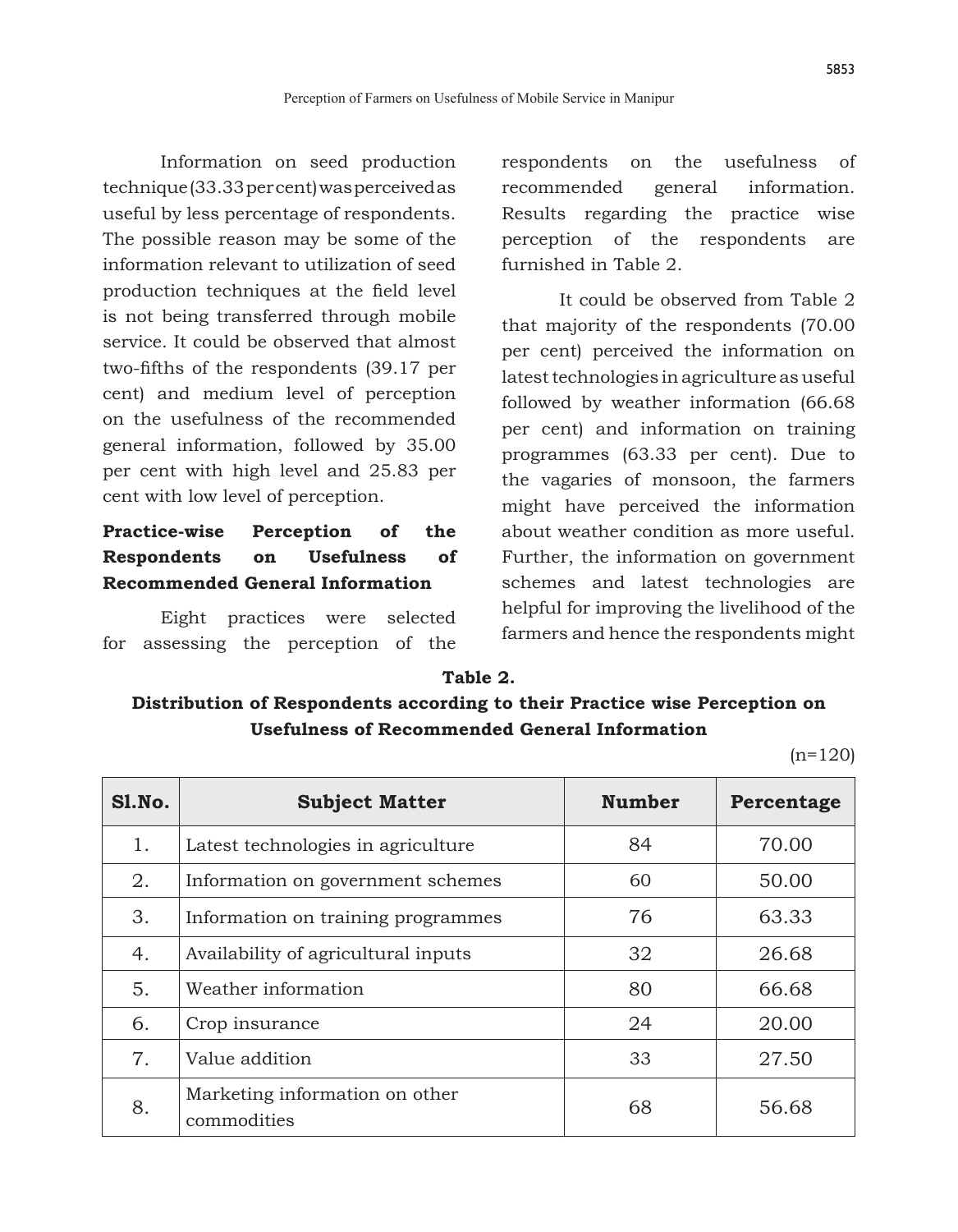Information on seed production technique (33.33 per cent) was perceived as useful by less percentage of respondents. The possible reason may be some of the information relevant to utilization of seed production techniques at the field level is not being transferred through mobile service. It could be observed that almost two-fifths of the respondents (39.17 per cent) and medium level of perception on the usefulness of the recommended general information, followed by 35.00 per cent with high level and 25.83 per cent with low level of perception.

**Practice-wise Perception of the Respondents on Usefulness of Recommended General Information**

Eight practices were selected for assessing the perception of the respondents on the usefulness of recommended general information. Results regarding the practice wise perception of the respondents are furnished in Table 2.

It could be observed from Table 2 that majority of the respondents (70.00 per cent) perceived the information on latest technologies in agriculture as useful followed by weather information (66.68 per cent) and information on training programmes (63.33 per cent). Due to the vagaries of monsoon, the farmers might have perceived the information about weather condition as more useful. Further, the information on government schemes and latest technologies are helpful for improving the livelihood of the farmers and hence the respondents might

**Table 2.**
**Distribution of Respondents according to their Practice wise Perception on Usefulness of Recommended General Information**

(n=120)

| Sl.No. | Subject Matter | Number | Percentage |
|---|---|---|---|
| 1. | Latest technologies in agriculture | 84 | 70.00 |
| 2. | Information on government schemes | 60 | 50.00 |
| 3. | Information on training programmes | 76 | 63.33 |
| 4. | Availability of agricultural inputs | 32 | 26.68 |
| 5. | Weather information | 80 | 66.68 |
| 6. | Crop insurance | 24 | 20.00 |
| 7. | Value addition | 33 | 27.50 |
| 8. | Marketing information on other commodities | 68 | 56.68 |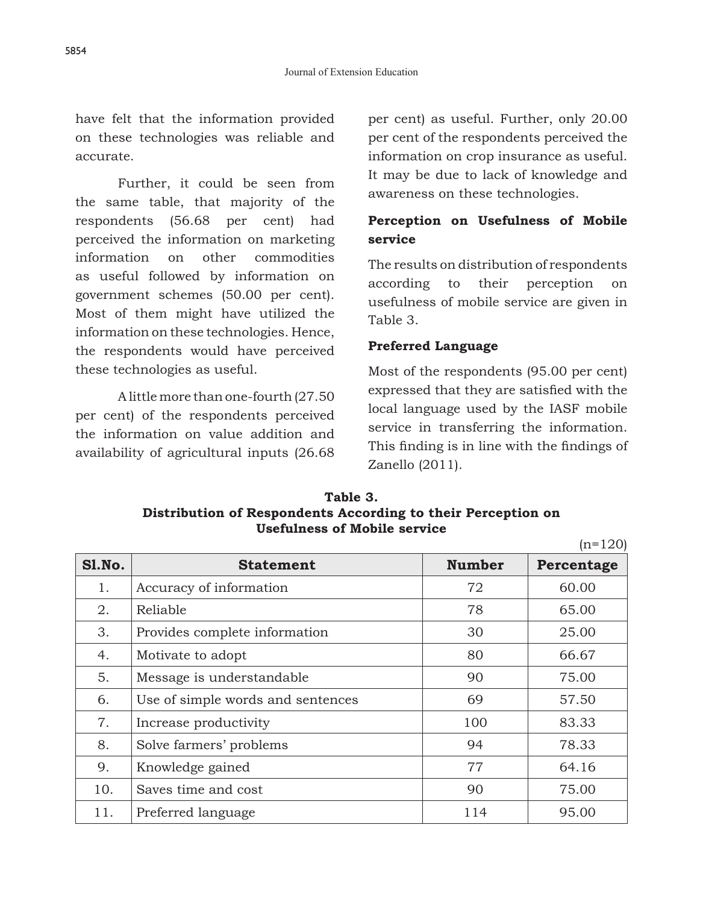have felt that the information provided on these technologies was reliable and accurate.

Further, it could be seen from the same table, that majority of the respondents (56.68 per cent) had perceived the information on marketing information on other commodities as useful followed by information on government schemes (50.00 per cent). Most of them might have utilized the information on these technologies. Hence, the respondents would have perceived these technologies as useful.

A little more than one-fourth (27.50 per cent) of the respondents perceived the information on value addition and availability of agricultural inputs (26.68 per cent) as useful. Further, only 20.00 per cent of the respondents perceived the information on crop insurance as useful. It may be due to lack of knowledge and awareness on these technologies.

### Perception on Usefulness of Mobile service

The results on distribution of respondents according to their perception on usefulness of mobile service are given in Table 3.

### Preferred Language

Most of the respondents (95.00 per cent) expressed that they are satisfied with the local language used by the IASF mobile service in transferring the information. This finding is in line with the findings of Zanello (2011).

**Table 3.**
**Distribution of Respondents According to their Perception on Usefulness of Mobile service**

(n=120)

| Sl.No. | Statement | Number | Percentage |
|---|---|---|---|
| 1. | Accuracy of information | 72 | 60.00 |
| 2. | Reliable | 78 | 65.00 |
| 3. | Provides complete information | 30 | 25.00 |
| 4. | Motivate to adopt | 80 | 66.67 |
| 5. | Message is understandable | 90 | 75.00 |
| 6. | Use of simple words and sentences | 69 | 57.50 |
| 7. | Increase productivity | 100 | 83.33 |
| 8. | Solve farmers' problems | 94 | 78.33 |
| 9. | Knowledge gained | 77 | 64.16 |
| 10. | Saves time and cost | 90 | 75.00 |
| 11. | Preferred language | 114 | 95.00 |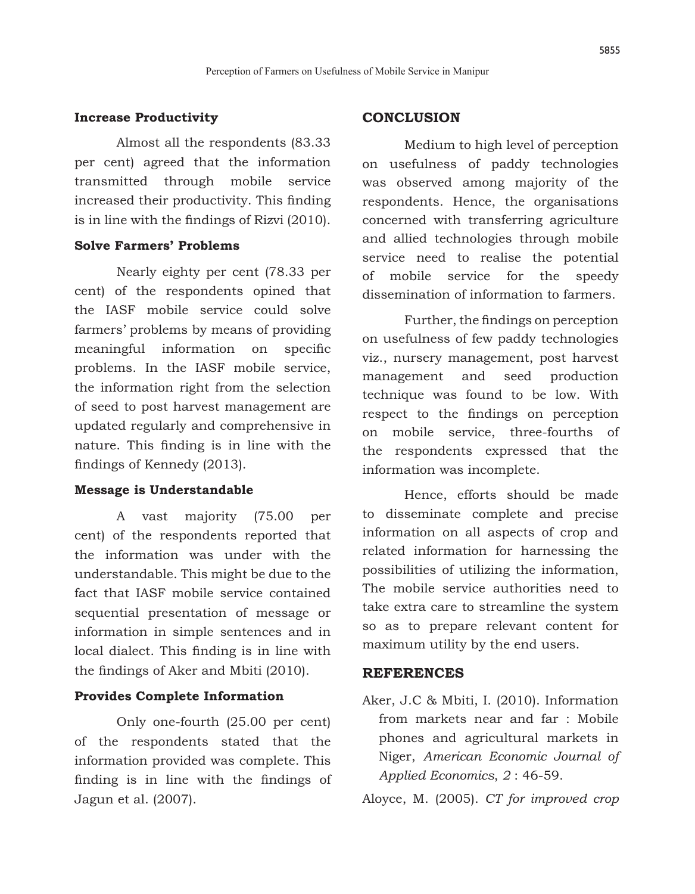### Increase Productivity

Almost all the respondents (83.33 per cent) agreed that the information transmitted through mobile service increased their productivity. This finding is in line with the findings of Rizvi (2010).

### Solve Farmers' Problems

Nearly eighty per cent (78.33 per cent) of the respondents opined that the IASF mobile service could solve farmers' problems by means of providing meaningful information on specific problems. In the IASF mobile service, the information right from the selection of seed to post harvest management are updated regularly and comprehensive in nature. This finding is in line with the findings of Kennedy (2013).

### Message is Understandable

A vast majority (75.00 per cent) of the respondents reported that the information was under with the understandable. This might be due to the fact that IASF mobile service contained sequential presentation of message or information in simple sentences and in local dialect. This finding is in line with the findings of Aker and Mbiti (2010).

### Provides Complete Information

Only one-fourth (25.00 per cent) of the respondents stated that the information provided was complete. This finding is in line with the findings of Jagun et al. (2007).

## CONCLUSION

Medium to high level of perception on usefulness of paddy technologies was observed among majority of the respondents. Hence, the organisations concerned with transferring agriculture and allied technologies through mobile service need to realise the potential of mobile service for the speedy dissemination of information to farmers.

Further, the findings on perception on usefulness of few paddy technologies viz., nursery management, post harvest management and seed production technique was found to be low. With respect to the findings on perception on mobile service, three-fourths of the respondents expressed that the information was incomplete.

Hence, efforts should be made to disseminate complete and precise information on all aspects of crop and related information for harnessing the possibilities of utilizing the information, The mobile service authorities need to take extra care to streamline the system so as to prepare relevant content for maximum utility by the end users.

## REFERENCES

Aker, J.C & Mbiti, I. (2010). Information from markets near and far : Mobile phones and agricultural markets in Niger, *American Economic Journal of Applied Economics*, *2* : 46-59.

Aloyce, M. (2005). *CT for improved crop*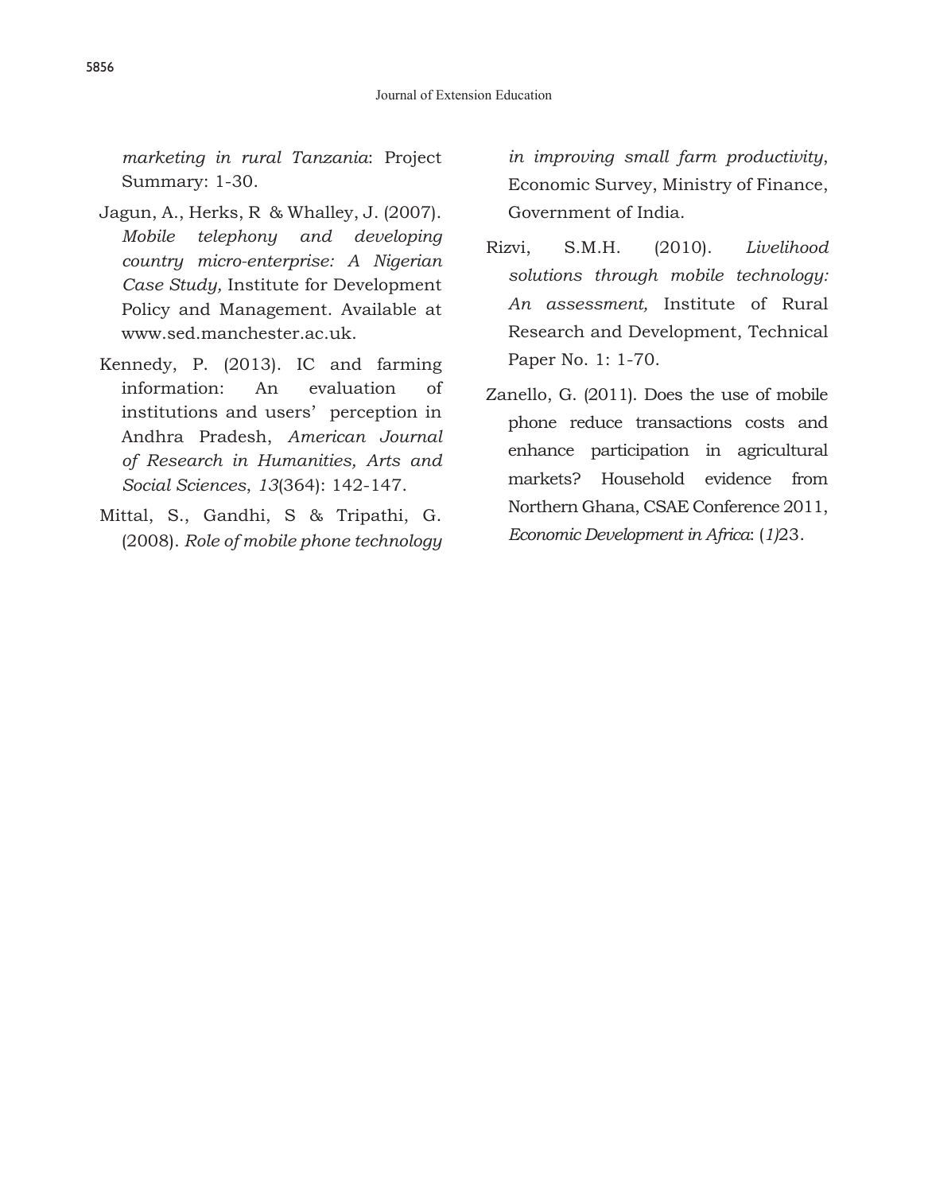*marketing in rural Tanzania*: Project Summary: 1-30.

Jagun, A., Herks, R & Whalley, J. (2007). *Mobile telephony and developing country micro-enterprise: A Nigerian Case Study,* Institute for Development Policy and Management. Available at www.sed.manchester.ac.uk.

Kennedy, P. (2013). IC and farming information: An evaluation of institutions and users' perception in Andhra Pradesh, *American Journal of Research in Humanities, Arts and Social Sciences*, *13*(364): 142-147.

Mittal, S., Gandhi, S & Tripathi, G. (2008). *Role of mobile phone technology in improving small farm productivity*, Economic Survey, Ministry of Finance, Government of India.

Rizvi, S.M.H. (2010). *Livelihood solutions through mobile technology: An assessment,* Institute of Rural Research and Development, Technical Paper No. 1: 1-70.

Zanello, G. (2011). Does the use of mobile phone reduce transactions costs and enhance participation in agricultural markets? Household evidence from Northern Ghana, CSAE Conference 2011, *Economic Development in Africa*: (*1)*23.